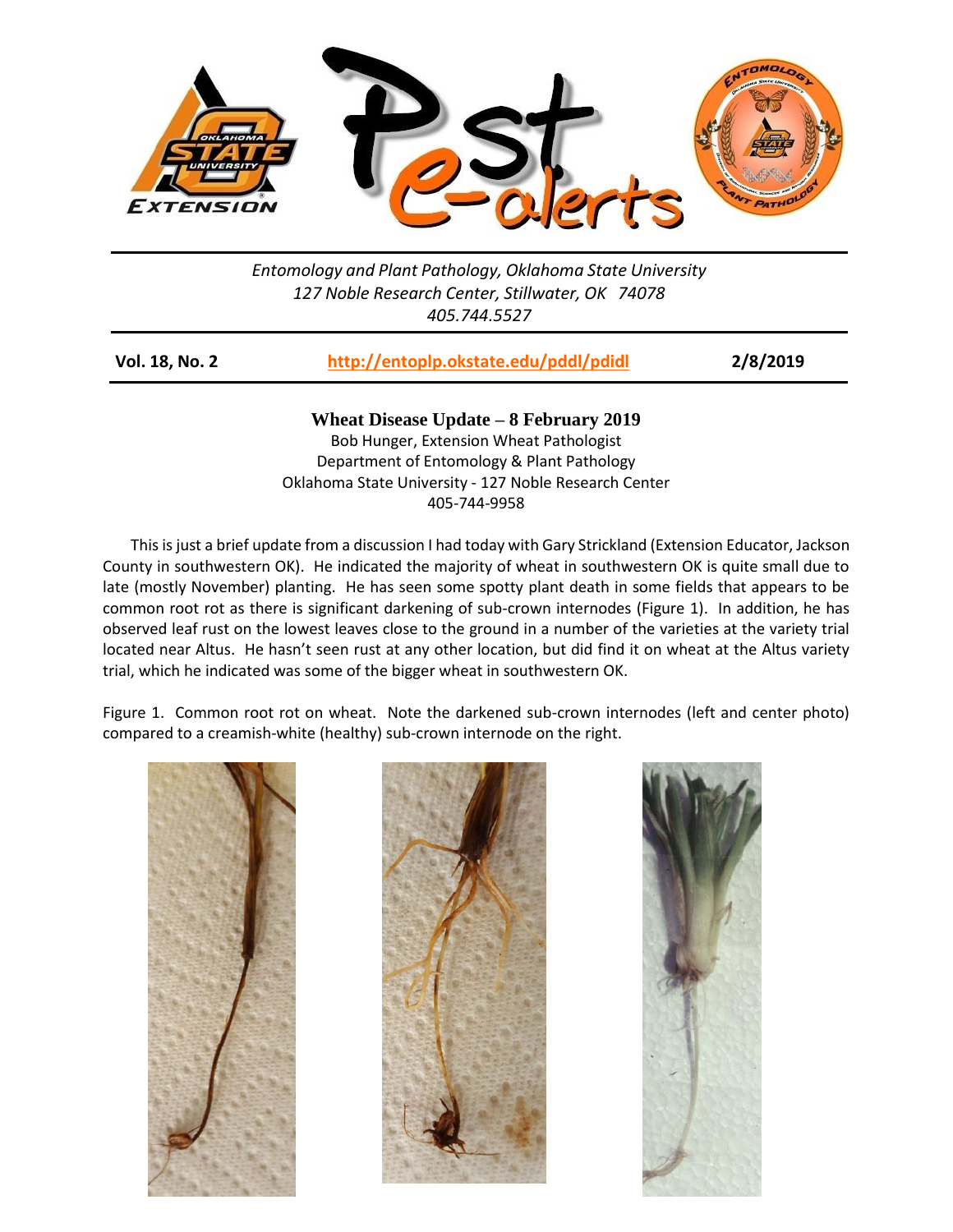*Entomology and Plant Pathology, Oklahoma State University*
*127 Noble Research Center, Stillwater, OK 74078*
*405.744.5527*

**Vol. 18, No. 2** | **http://entoplp.okstate.edu/pddl/pdidl** | **2/8/2019**

## Wheat Disease Update – 8 February 2019

Bob Hunger, Extension Wheat Pathologist
Department of Entomology & Plant Pathology
Oklahoma State University - 127 Noble Research Center
405-744-9958

This is just a brief update from a discussion I had today with Gary Strickland (Extension Educator, Jackson County in southwestern OK). He indicated the majority of wheat in southwestern OK is quite small due to late (mostly November) planting. He has seen some spotty plant death in some fields that appears to be common root rot as there is significant darkening of sub-crown internodes (Figure 1). In addition, he has observed leaf rust on the lowest leaves close to the ground in a number of the varieties at the variety trial located near Altus. He hasn't seen rust at any other location, but did find it on wheat at the Altus variety trial, which he indicated was some of the bigger wheat in southwestern OK.

Figure 1. Common root rot on wheat. Note the darkened sub-crown internodes (left and center photo) compared to a creamish-white (healthy) sub-crown internode on the right.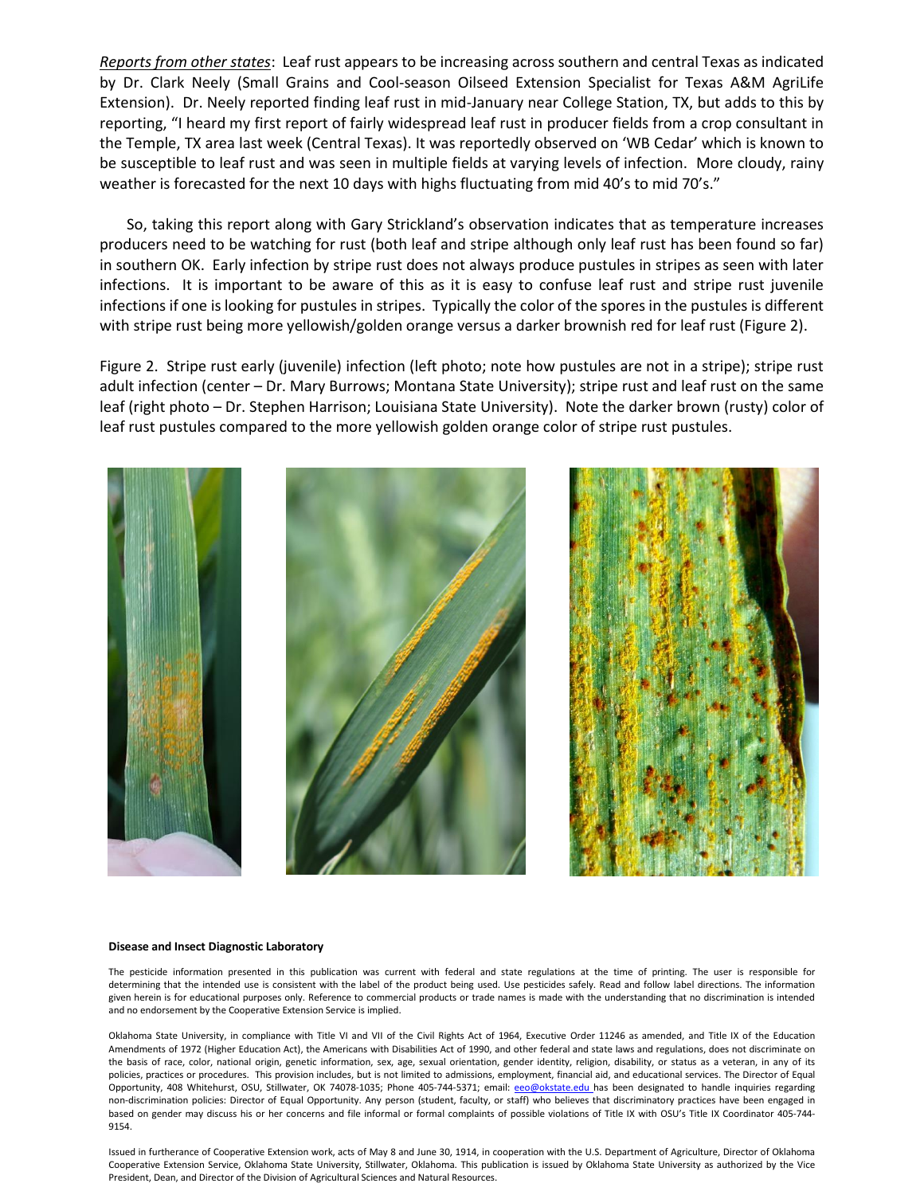*Reports from other states*: Leaf rust appears to be increasing across southern and central Texas as indicated by Dr. Clark Neely (Small Grains and Cool-season Oilseed Extension Specialist for Texas A&M AgriLife Extension). Dr. Neely reported finding leaf rust in mid-January near College Station, TX, but adds to this by reporting, "I heard my first report of fairly widespread leaf rust in producer fields from a crop consultant in the Temple, TX area last week (Central Texas). It was reportedly observed on 'WB Cedar' which is known to be susceptible to leaf rust and was seen in multiple fields at varying levels of infection. More cloudy, rainy weather is forecasted for the next 10 days with highs fluctuating from mid 40's to mid 70's."

So, taking this report along with Gary Strickland's observation indicates that as temperature increases producers need to be watching for rust (both leaf and stripe although only leaf rust has been found so far) in southern OK. Early infection by stripe rust does not always produce pustules in stripes as seen with later infections. It is important to be aware of this as it is easy to confuse leaf rust and stripe rust juvenile infections if one is looking for pustules in stripes. Typically the color of the spores in the pustules is different with stripe rust being more yellowish/golden orange versus a darker brownish red for leaf rust (Figure 2).

Figure 2. Stripe rust early (juvenile) infection (left photo; note how pustules are not in a stripe); stripe rust adult infection (center – Dr. Mary Burrows; Montana State University); stripe rust and leaf rust on the same leaf (right photo – Dr. Stephen Harrison; Louisiana State University). Note the darker brown (rusty) color of leaf rust pustules compared to the more yellowish golden orange color of stripe rust pustules.

**Disease and Insect Diagnostic Laboratory**

The pesticide information presented in this publication was current with federal and state regulations at the time of printing. The user is responsible for determining that the intended use is consistent with the label of the product being used. Use pesticides safely. Read and follow label directions. The information given herein is for educational purposes only. Reference to commercial products or trade names is made with the understanding that no discrimination is intended and no endorsement by the Cooperative Extension Service is implied.

Oklahoma State University, in compliance with Title VI and VII of the Civil Rights Act of 1964, Executive Order 11246 as amended, and Title IX of the Education Amendments of 1972 (Higher Education Act), the Americans with Disabilities Act of 1990, and other federal and state laws and regulations, does not discriminate on the basis of race, color, national origin, genetic information, sex, age, sexual orientation, gender identity, religion, disability, or status as a veteran, in any of its policies, practices or procedures. This provision includes, but is not limited to admissions, employment, financial aid, and educational services. The Director of Equal Opportunity, 408 Whitehurst, OSU, Stillwater, OK 74078-1035; Phone 405-744-5371; email: eeo@okstate.edu has been designated to handle inquiries regarding non-discrimination policies: Director of Equal Opportunity. Any person (student, faculty, or staff) who believes that discriminatory practices have been engaged in based on gender may discuss his or her concerns and file informal or formal complaints of possible violations of Title IX with OSU's Title IX Coordinator 405-744-9154.

Issued in furtherance of Cooperative Extension work, acts of May 8 and June 30, 1914, in cooperation with the U.S. Department of Agriculture, Director of Oklahoma Cooperative Extension Service, Oklahoma State University, Stillwater, Oklahoma. This publication is issued by Oklahoma State University as authorized by the Vice President, Dean, and Director of the Division of Agricultural Sciences and Natural Resources.